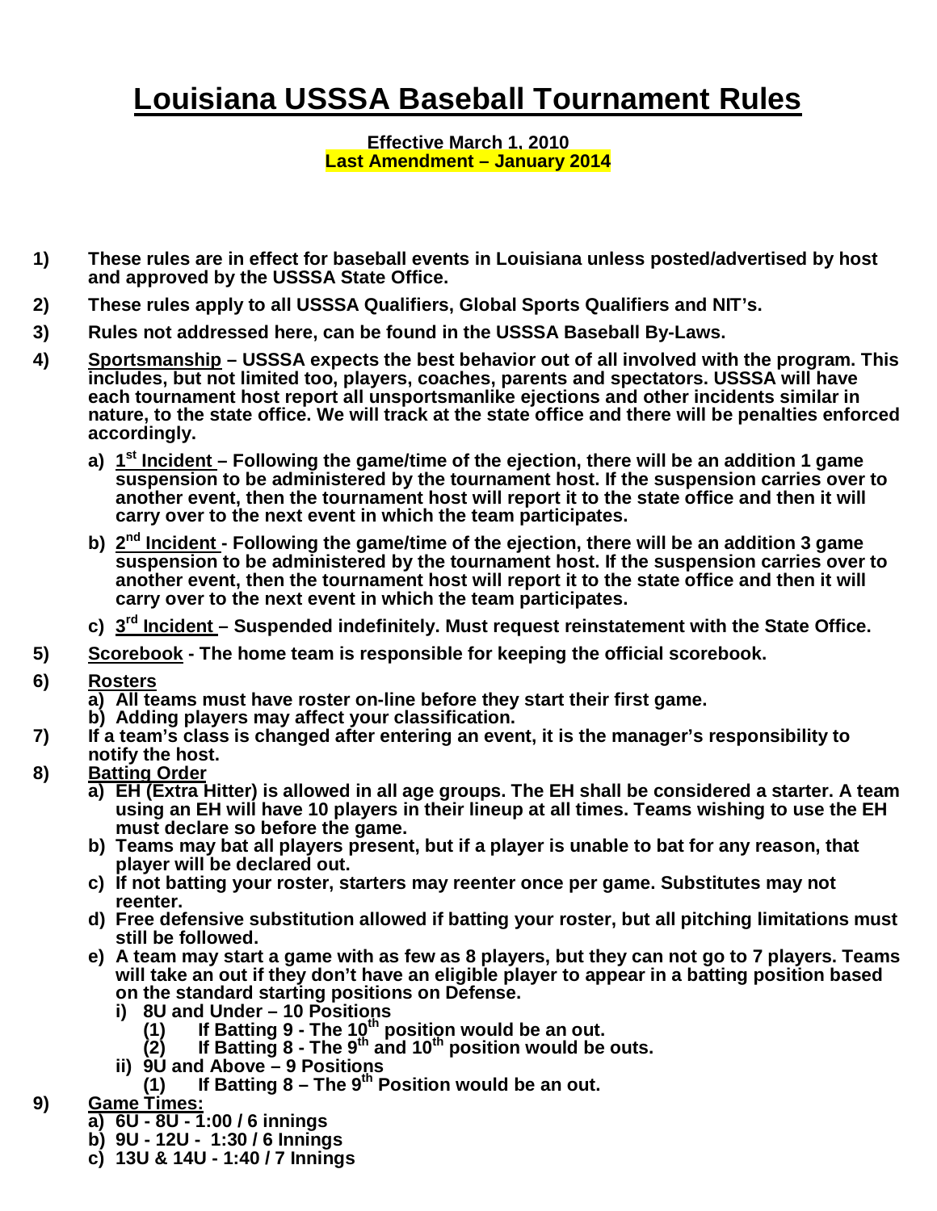# Louisiana USSSA Baseball Tournament Rules

**Effective March 1, 2010**
**Last Amendment – January 2014**

1) **These rules are in effect for baseball events in Louisiana unless posted/advertised by host and approved by the USSSA State Office.**

2) **These rules apply to all USSSA Qualifiers, Global Sports Qualifiers and NIT's.**

3) **Rules not addressed here, can be found in the USSSA Baseball By-Laws.**

4) **Sportsmanship – USSSA expects the best behavior out of all involved with the program. This includes, but not limited too, players, coaches, parents and spectators. USSSA will have each tournament host report all unsportsmanlike ejections and other incidents similar in nature, to the state office. We will track at the state office and there will be penalties enforced accordingly.**
   - a) **1st Incident – Following the game/time of the ejection, there will be an addition 1 game suspension to be administered by the tournament host. If the suspension carries over to another event, then the tournament host will report it to the state office and then it will carry over to the next event in which the team participates.**
   - b) **2nd Incident - Following the game/time of the ejection, there will be an addition 3 game suspension to be administered by the tournament host. If the suspension carries over to another event, then the tournament host will report it to the state office and then it will carry over to the next event in which the team participates.**
   - c) **3rd Incident – Suspended indefinitely. Must request reinstatement with the State Office.**

5) **Scorebook - The home team is responsible for keeping the official scorebook.**

6) **Rosters**
   - a) **All teams must have roster on-line before they start their first game.**
   - b) **Adding players may affect your classification.**

7) **If a team's class is changed after entering an event, it is the manager's responsibility to notify the host.**

8) **Batting Order**
   - a) **EH (Extra Hitter) is allowed in all age groups. The EH shall be considered a starter. A team using an EH will have 10 players in their lineup at all times. Teams wishing to use the EH must declare so before the game.**
   - b) **Teams may bat all players present, but if a player is unable to bat for any reason, that player will be declared out.**
   - c) **If not batting your roster, starters may reenter once per game. Substitutes may not reenter.**
   - d) **Free defensive substitution allowed if batting your roster, but all pitching limitations must still be followed.**
   - e) **A team may start a game with as few as 8 players, but they can not go to 7 players. Teams will take an out if they don't have an eligible player to appear in a batting position based on the standard starting positions on Defense.**
     - i) **8U and Under – 10 Positions**
       - (1) **If Batting 9 - The 10th position would be an out.**
       - (2) **If Batting 8 - The 9th and 10th position would be outs.**
     - ii) **9U and Above – 9 Positions**
       - (1) **If Batting 8 – The 9th Position would be an out.**

9) **Game Times:**
   - a) **6U - 8U - 1:00 / 6 innings**
   - b) **9U - 12U - 1:30 / 6 Innings**
   - c) **13U & 14U - 1:40 / 7 Innings**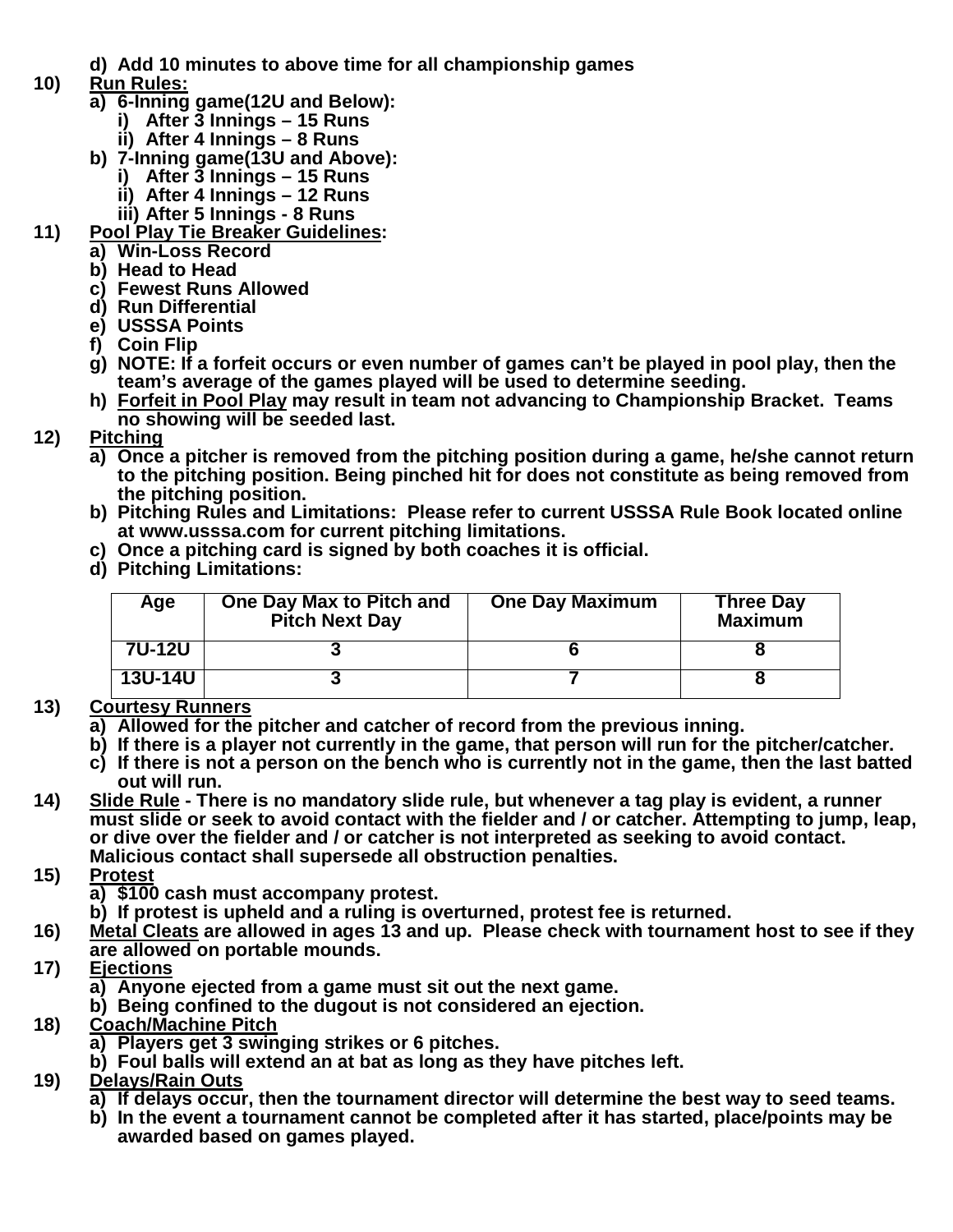d) **Add 10 minutes to above time for all championship games**

**10) Run Rules:**

a) **6-Inning game(12U and Below):**
   i) **After 3 Innings – 15 Runs**
   ii) **After 4 Innings – 8 Runs**

b) **7-Inning game(13U and Above):**
   i) **After 3 Innings – 15 Runs**
   ii) **After 4 Innings – 12 Runs**
   iii) **After 5 Innings - 8 Runs**

**11) Pool Play Tie Breaker Guidelines:**

a) **Win-Loss Record**
b) **Head to Head**
c) **Fewest Runs Allowed**
d) **Run Differential**
e) **USSSA Points**
f) **Coin Flip**
g) **NOTE: If a forfeit occurs or even number of games can't be played in pool play, then the team's average of the games played will be used to determine seeding.**
h) **Forfeit in Pool Play may result in team not advancing to Championship Bracket. Teams no showing will be seeded last.**

**12) Pitching**

a) **Once a pitcher is removed from the pitching position during a game, he/she cannot return to the pitching position. Being pinched hit for does not constitute as being removed from the pitching position.**
b) **Pitching Rules and Limitations: Please refer to current USSSA Rule Book located online at www.usssa.com for current pitching limitations.**
c) **Once a pitching card is signed by both coaches it is official.**
d) **Pitching Limitations:**

| Age | One Day Max to Pitch and Pitch Next Day | One Day Maximum | Three Day Maximum |
|---|---|---|---|
| 7U-12U | 3 | 6 | 8 |
| 13U-14U | 3 | 7 | 8 |

**13) Courtesy Runners**

a) **Allowed for the pitcher and catcher of record from the previous inning.**
b) **If there is a player not currently in the game, that person will run for the pitcher/catcher.**
c) **If there is not a person on the bench who is currently not in the game, then the last batted out will run.**

**14) Slide Rule - There is no mandatory slide rule, but whenever a tag play is evident, a runner must slide or seek to avoid contact with the fielder and / or catcher. Attempting to jump, leap, or dive over the fielder and / or catcher is not interpreted as seeking to avoid contact. Malicious contact shall supersede all obstruction penalties.**

**15) Protest**

a) **$100 cash must accompany protest.**
b) **If protest is upheld and a ruling is overturned, protest fee is returned.**

**16) Metal Cleats are allowed in ages 13 and up. Please check with tournament host to see if they are allowed on portable mounds.**

**17) Ejections**

a) **Anyone ejected from a game must sit out the next game.**
b) **Being confined to the dugout is not considered an ejection.**

**18) Coach/Machine Pitch**

a) **Players get 3 swinging strikes or 6 pitches.**
b) **Foul balls will extend an at bat as long as they have pitches left.**

**19) Delays/Rain Outs**

a) **If delays occur, then the tournament director will determine the best way to seed teams.**
b) **In the event a tournament cannot be completed after it has started, place/points may be awarded based on games played.**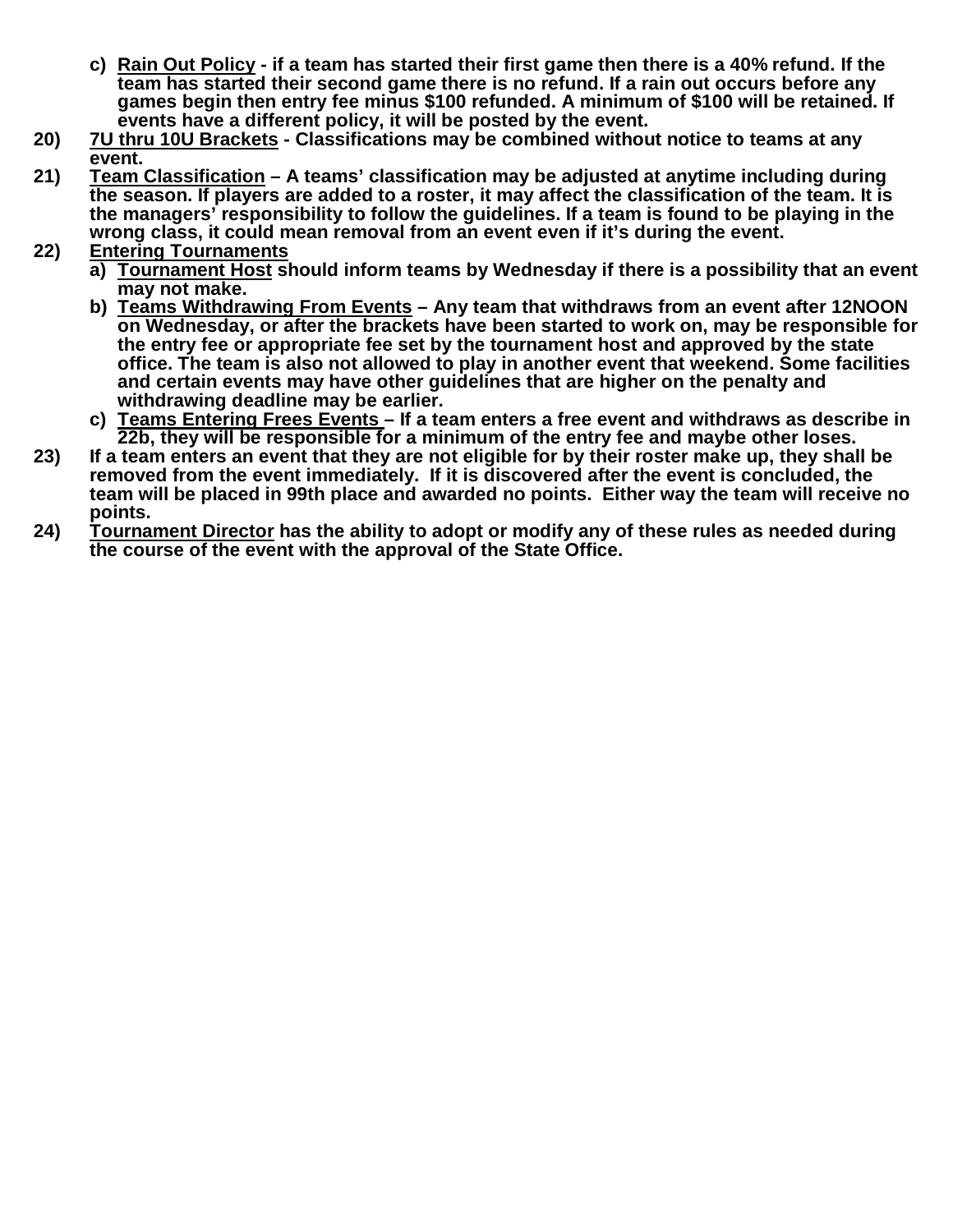c) <u>Rain Out Policy</u> - if a team has started their first game then there is a 40% refund. If the team has started their second game there is no refund. If a rain out occurs before any games begin then entry fee minus $100 refunded. A minimum of $100 will be retained. If events have a different policy, it will be posted by the event.

**20)** <u>7U thru 10U Brackets</u> - Classifications may be combined without notice to teams at any event.

**21)** <u>Team Classification</u> – A teams' classification may be adjusted at anytime including during the season. If players are added to a roster, it may affect the classification of the team. It is the managers' responsibility to follow the guidelines. If a team is found to be playing in the wrong class, it could mean removal from an event even if it's during the event.

**22)** <u>Entering Tournaments</u>

a) <u>Tournament Host</u> should inform teams by Wednesday if there is a possibility that an event may not make.

b) <u>Teams Withdrawing From Events</u> – Any team that withdraws from an event after 12NOON on Wednesday, or after the brackets have been started to work on, may be responsible for the entry fee or appropriate fee set by the tournament host and approved by the state office. The team is also not allowed to play in another event that weekend. Some facilities and certain events may have other guidelines that are higher on the penalty and withdrawing deadline may be earlier.

c) <u>Teams Entering Frees Events</u> – If a team enters a free event and withdraws as describe in 22b, they will be responsible for a minimum of the entry fee and maybe other loses.

**23)** If a team enters an event that they are not eligible for by their roster make up, they shall be removed from the event immediately. If it is discovered after the event is concluded, the team will be placed in 99th place and awarded no points. Either way the team will receive no points.

**24)** <u>Tournament Director</u> has the ability to adopt or modify any of these rules as needed during the course of the event with the approval of the State Office.